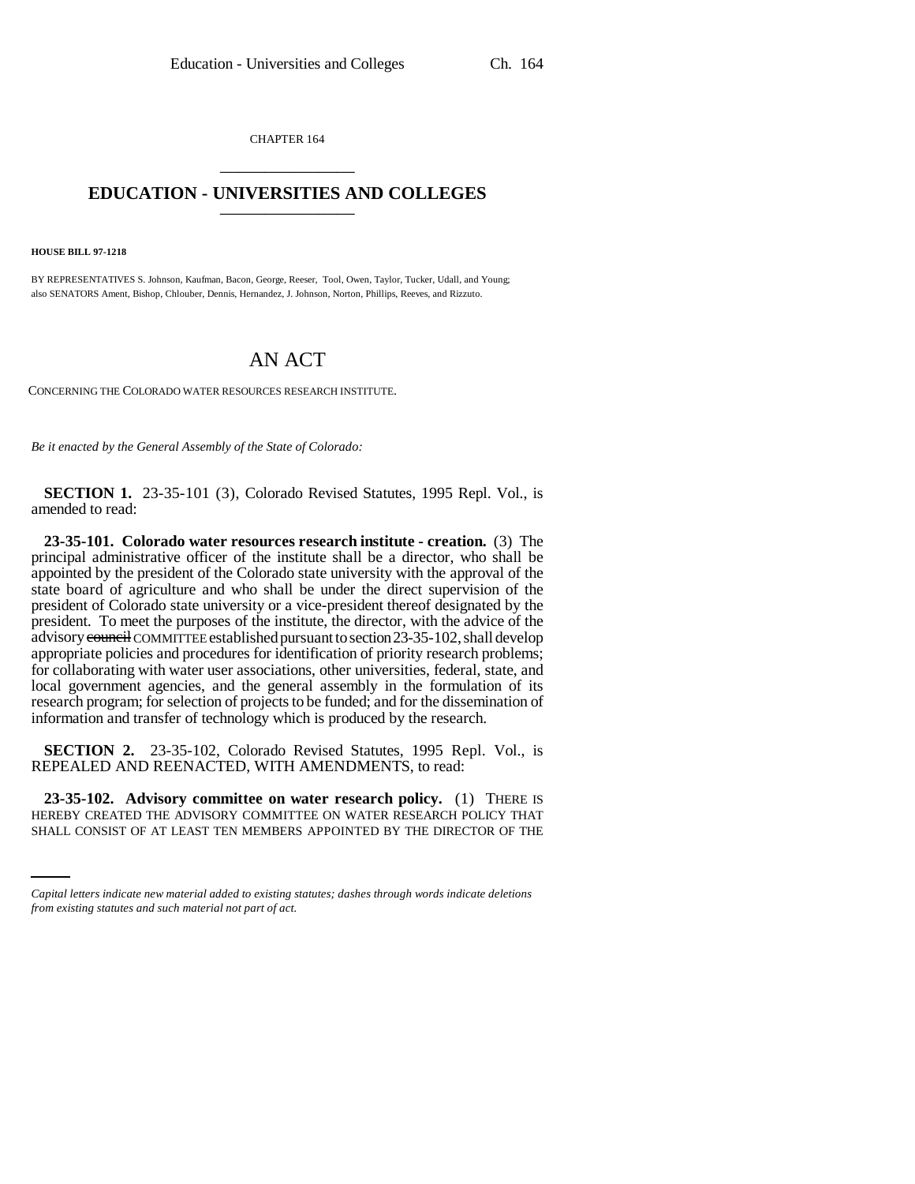CHAPTER 164

# EDUCATION - UNIVERSITIES AND COLLEGES

**HOUSE BILL 97-1218**

BY REPRESENTATIVES S. Johnson, Kaufman, Bacon, George, Reeser, Tool, Owen, Taylor, Tucker, Udall, and Young;
also SENATORS Ament, Bishop, Chlouber, Dennis, Hernandez, J. Johnson, Norton, Phillips, Reeves, and Rizzuto.

# AN ACT

CONCERNING THE COLORADO WATER RESOURCES RESEARCH INSTITUTE.

*Be it enacted by the General Assembly of the State of Colorado:*

**SECTION 1.** 23-35-101 (3), Colorado Revised Statutes, 1995 Repl. Vol., is amended to read:

**23-35-101. Colorado water resources research institute - creation.** (3) The principal administrative officer of the institute shall be a director, who shall be appointed by the president of the Colorado state university with the approval of the state board of agriculture and who shall be under the direct supervision of the president of Colorado state university or a vice-president thereof designated by the president. To meet the purposes of the institute, the director, with the advice of the advisory ~~council~~ COMMITTEE established pursuant to section 23-35-102, shall develop appropriate policies and procedures for identification of priority research problems; for collaborating with water user associations, other universities, federal, state, and local government agencies, and the general assembly in the formulation of its research program; for selection of projects to be funded; and for the dissemination of information and transfer of technology which is produced by the research.

**SECTION 2.** 23-35-102, Colorado Revised Statutes, 1995 Repl. Vol., is REPEALED AND REENACTED, WITH AMENDMENTS, to read:

**23-35-102. Advisory committee on water research policy.** (1) THERE IS HEREBY CREATED THE ADVISORY COMMITTEE ON WATER RESEARCH POLICY THAT SHALL CONSIST OF AT LEAST TEN MEMBERS APPOINTED BY THE DIRECTOR OF THE

*Capital letters indicate new material added to existing statutes; dashes through words indicate deletions from existing statutes and such material not part of act.*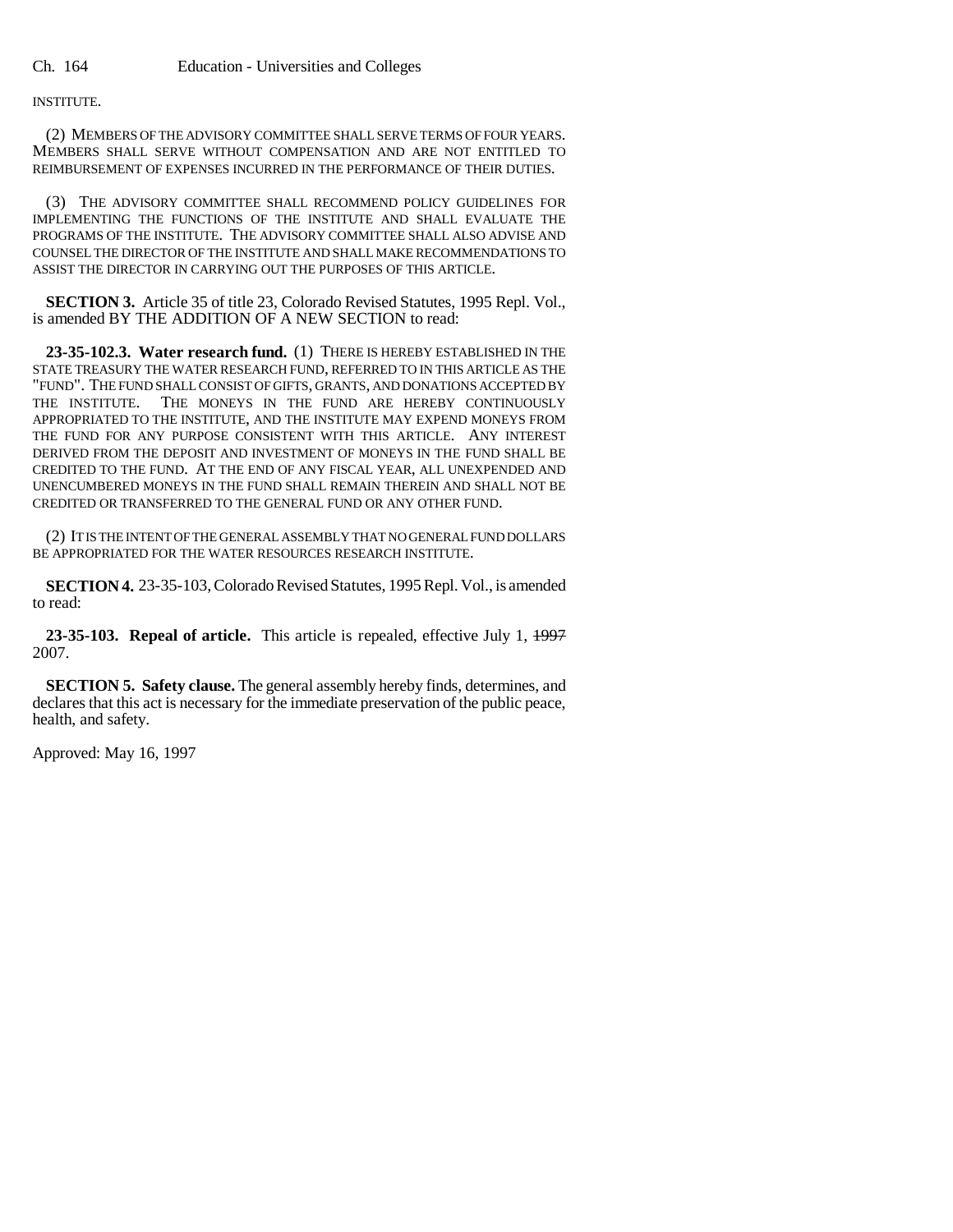INSTITUTE.

(2) MEMBERS OF THE ADVISORY COMMITTEE SHALL SERVE TERMS OF FOUR YEARS. MEMBERS SHALL SERVE WITHOUT COMPENSATION AND ARE NOT ENTITLED TO REIMBURSEMENT OF EXPENSES INCURRED IN THE PERFORMANCE OF THEIR DUTIES.

(3) THE ADVISORY COMMITTEE SHALL RECOMMEND POLICY GUIDELINES FOR IMPLEMENTING THE FUNCTIONS OF THE INSTITUTE AND SHALL EVALUATE THE PROGRAMS OF THE INSTITUTE. THE ADVISORY COMMITTEE SHALL ALSO ADVISE AND COUNSEL THE DIRECTOR OF THE INSTITUTE AND SHALL MAKE RECOMMENDATIONS TO ASSIST THE DIRECTOR IN CARRYING OUT THE PURPOSES OF THIS ARTICLE.

**SECTION 3.** Article 35 of title 23, Colorado Revised Statutes, 1995 Repl. Vol., is amended BY THE ADDITION OF A NEW SECTION to read:

**23-35-102.3. Water research fund.** (1) THERE IS HEREBY ESTABLISHED IN THE STATE TREASURY THE WATER RESEARCH FUND, REFERRED TO IN THIS ARTICLE AS THE "FUND". THE FUND SHALL CONSIST OF GIFTS, GRANTS, AND DONATIONS ACCEPTED BY THE INSTITUTE. THE MONEYS IN THE FUND ARE HEREBY CONTINUOUSLY APPROPRIATED TO THE INSTITUTE, AND THE INSTITUTE MAY EXPEND MONEYS FROM THE FUND FOR ANY PURPOSE CONSISTENT WITH THIS ARTICLE. ANY INTEREST DERIVED FROM THE DEPOSIT AND INVESTMENT OF MONEYS IN THE FUND SHALL BE CREDITED TO THE FUND. AT THE END OF ANY FISCAL YEAR, ALL UNEXPENDED AND UNENCUMBERED MONEYS IN THE FUND SHALL REMAIN THEREIN AND SHALL NOT BE CREDITED OR TRANSFERRED TO THE GENERAL FUND OR ANY OTHER FUND.

(2) IT IS THE INTENT OF THE GENERAL ASSEMBLY THAT NO GENERAL FUND DOLLARS BE APPROPRIATED FOR THE WATER RESOURCES RESEARCH INSTITUTE.

**SECTION 4.** 23-35-103, Colorado Revised Statutes, 1995 Repl. Vol., is amended to read:

**23-35-103. Repeal of article.** This article is repealed, effective July 1, ~~1997~~ 2007.

**SECTION 5. Safety clause.** The general assembly hereby finds, determines, and declares that this act is necessary for the immediate preservation of the public peace, health, and safety.

Approved: May 16, 1997